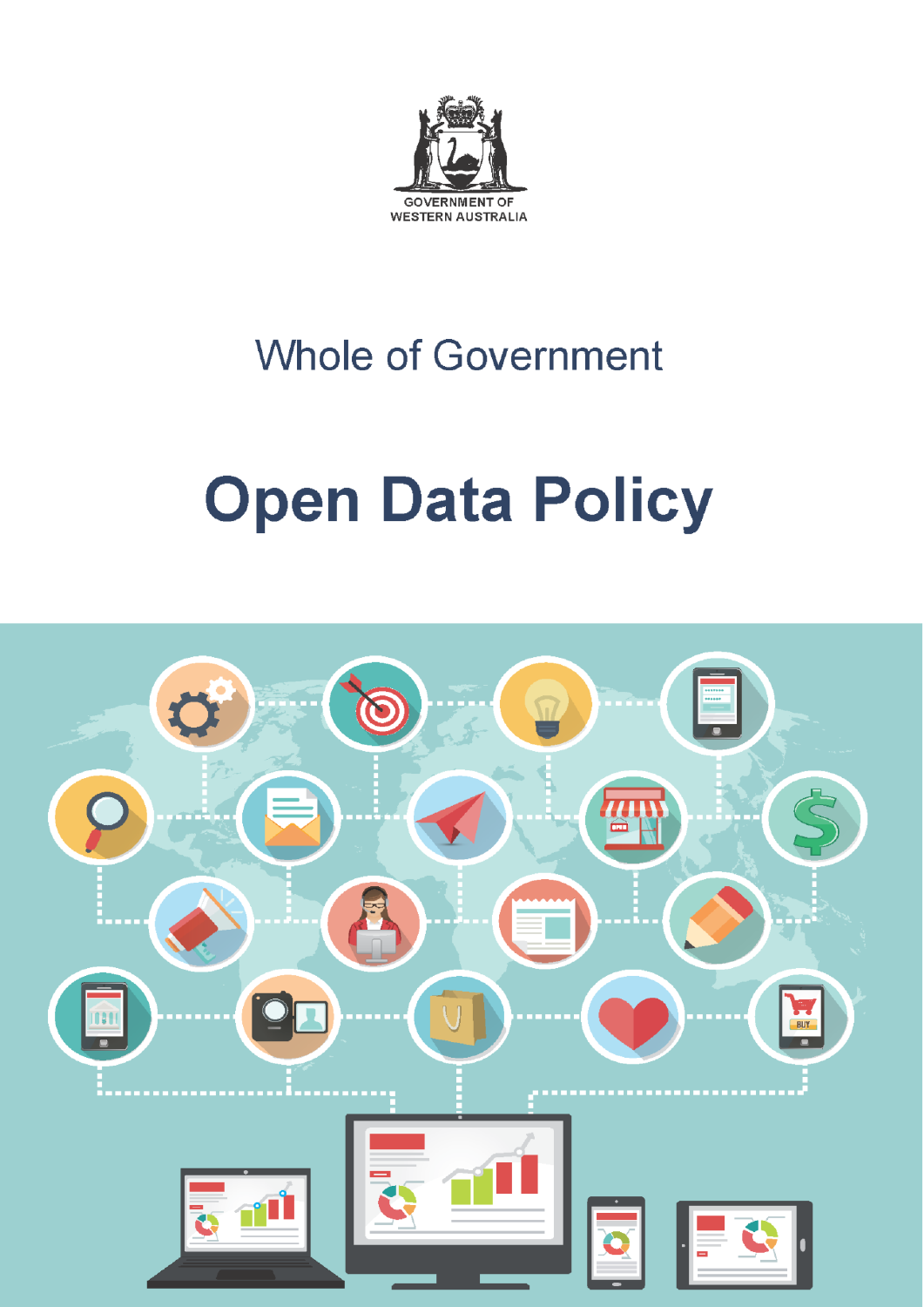GOVERNMENT OF WESTERN AUSTRALIA

Whole of Government

# Open Data Policy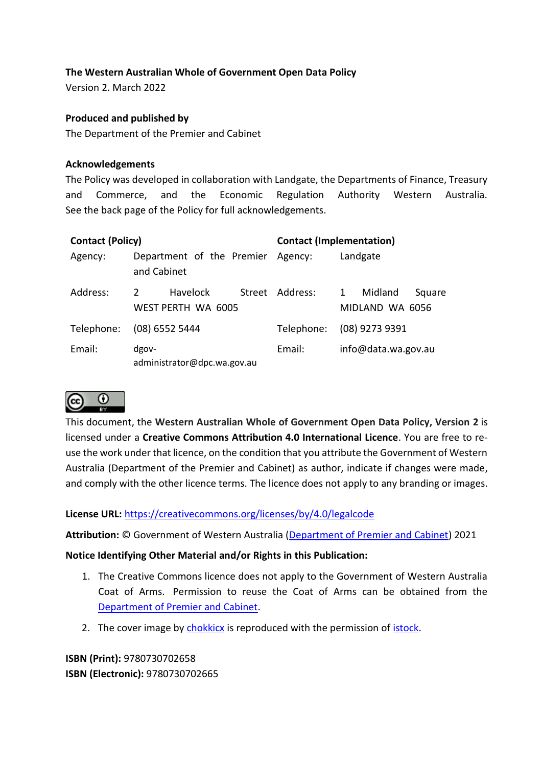**The Western Australian Whole of Government Open Data Policy**
Version 2. March 2022

**Produced and published by**
The Department of the Premier and Cabinet

**Acknowledgements**
The Policy was developed in collaboration with Landgate, the Departments of Finance, Treasury and Commerce, and the Economic Regulation Authority Western Australia. See the back page of the Policy for full acknowledgements.

| **Contact (Policy)** | | **Contact (Implementation)** | |
|---|---|---|---|
| Agency: | Department of the Premier and Cabinet | Agency: | Landgate |
| Address: | 2 Havelock Street WEST PERTH WA 6005 | Address: | 1 Midland Square MIDLAND WA 6056 |
| Telephone: | (08) 6552 5444 | Telephone: | (08) 9273 9391 |
| Email: | dgov-administrator@dpc.wa.gov.au | Email: | info@data.wa.gov.au |

This document, the **Western Australian Whole of Government Open Data Policy, Version 2** is licensed under a **Creative Commons Attribution 4.0 International Licence**. You are free to re-use the work under that licence, on the condition that you attribute the Government of Western Australia (Department of the Premier and Cabinet) as author, indicate if changes were made, and comply with the other licence terms. The licence does not apply to any branding or images.

**License URL:** https://creativecommons.org/licenses/by/4.0/legalcode

**Attribution:** © Government of Western Australia (Department of Premier and Cabinet) 2021

**Notice Identifying Other Material and/or Rights in this Publication:**

1. The Creative Commons licence does not apply to the Government of Western Australia Coat of Arms. Permission to reuse the Coat of Arms can be obtained from the Department of Premier and Cabinet.
2. The cover image by chokkicx is reproduced with the permission of istock.

**ISBN (Print):** 9780730702658
**ISBN (Electronic):** 9780730702665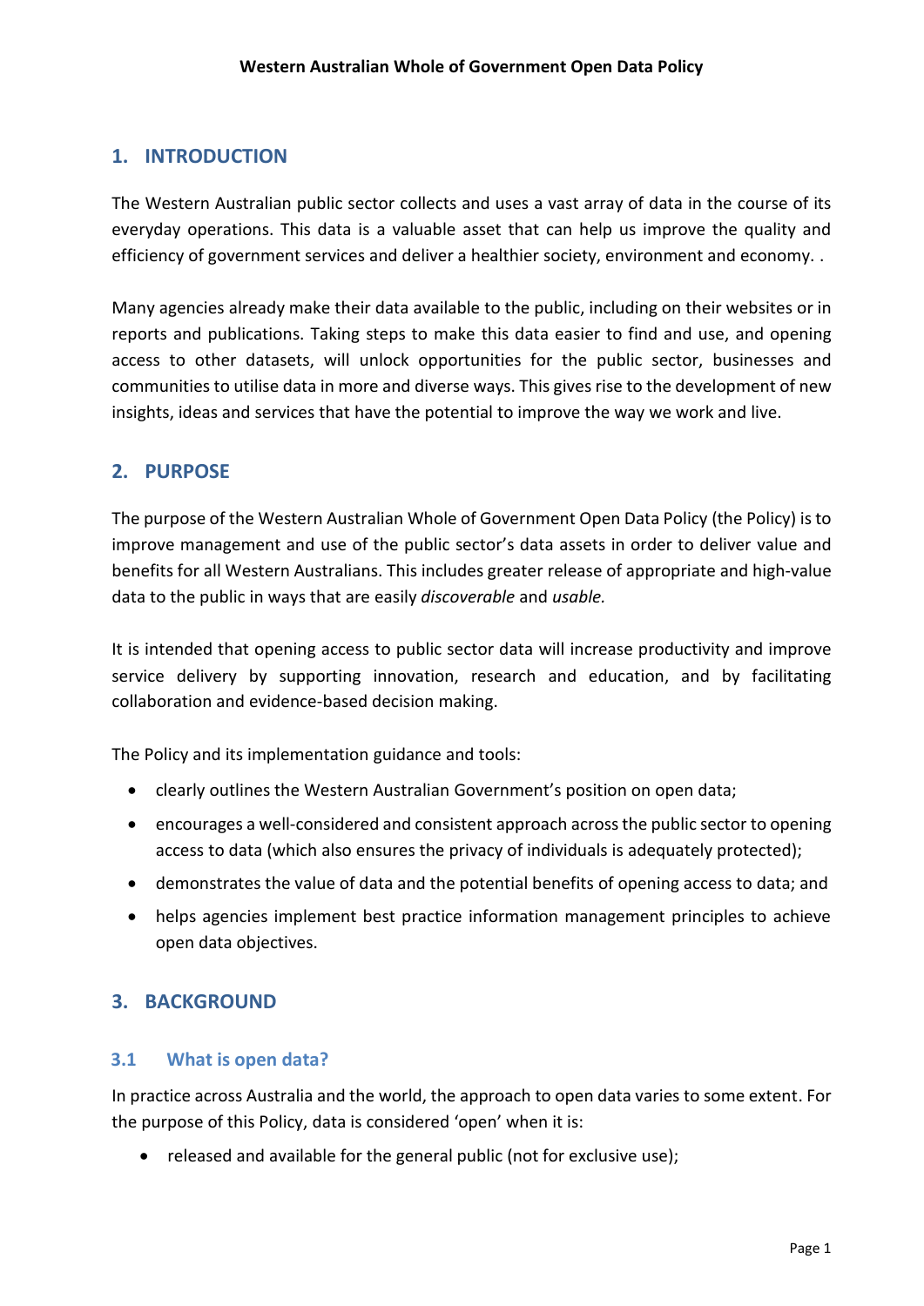## 1. INTRODUCTION

The Western Australian public sector collects and uses a vast array of data in the course of its everyday operations. This data is a valuable asset that can help us improve the quality and efficiency of government services and deliver a healthier society, environment and economy. .

Many agencies already make their data available to the public, including on their websites or in reports and publications. Taking steps to make this data easier to find and use, and opening access to other datasets, will unlock opportunities for the public sector, businesses and communities to utilise data in more and diverse ways. This gives rise to the development of new insights, ideas and services that have the potential to improve the way we work and live.

## 2. PURPOSE

The purpose of the Western Australian Whole of Government Open Data Policy (the Policy) is to improve management and use of the public sector's data assets in order to deliver value and benefits for all Western Australians. This includes greater release of appropriate and high-value data to the public in ways that are easily *discoverable* and *usable.*

It is intended that opening access to public sector data will increase productivity and improve service delivery by supporting innovation, research and education, and by facilitating collaboration and evidence-based decision making.

The Policy and its implementation guidance and tools:

- clearly outlines the Western Australian Government's position on open data;
- encourages a well-considered and consistent approach across the public sector to opening access to data (which also ensures the privacy of individuals is adequately protected);
- demonstrates the value of data and the potential benefits of opening access to data; and
- helps agencies implement best practice information management principles to achieve open data objectives.

## 3. BACKGROUND

### 3.1 What is open data?

In practice across Australia and the world, the approach to open data varies to some extent. For the purpose of this Policy, data is considered 'open' when it is:

- released and available for the general public (not for exclusive use);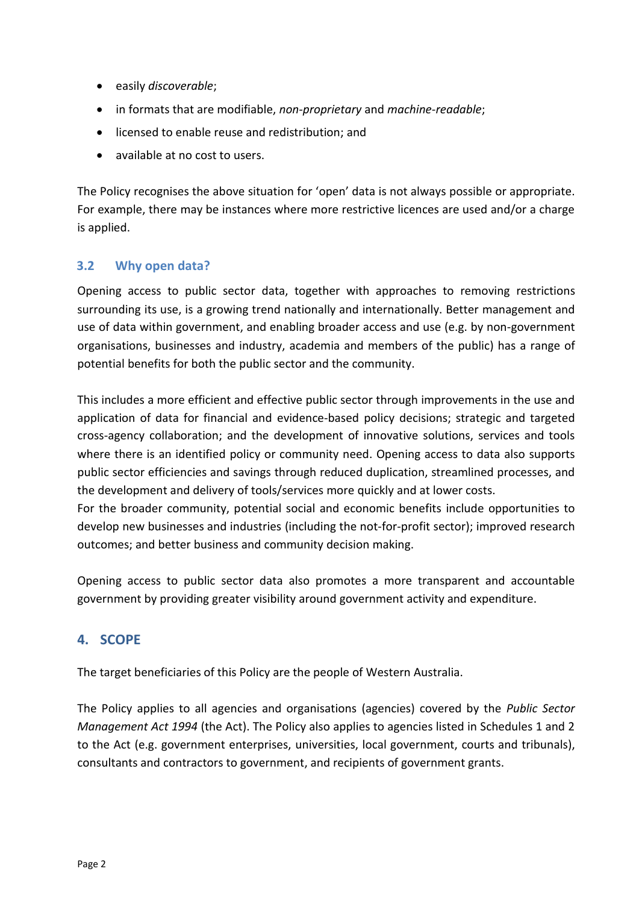- easily *discoverable*;
- in formats that are modifiable, *non-proprietary* and *machine-readable*;
- licensed to enable reuse and redistribution; and
- available at no cost to users.

The Policy recognises the above situation for 'open' data is not always possible or appropriate. For example, there may be instances where more restrictive licences are used and/or a charge is applied.

### 3.2 Why open data?

Opening access to public sector data, together with approaches to removing restrictions surrounding its use, is a growing trend nationally and internationally. Better management and use of data within government, and enabling broader access and use (e.g. by non-government organisations, businesses and industry, academia and members of the public) has a range of potential benefits for both the public sector and the community.

This includes a more efficient and effective public sector through improvements in the use and application of data for financial and evidence-based policy decisions; strategic and targeted cross-agency collaboration; and the development of innovative solutions, services and tools where there is an identified policy or community need. Opening access to data also supports public sector efficiencies and savings through reduced duplication, streamlined processes, and the development and delivery of tools/services more quickly and at lower costs.
For the broader community, potential social and economic benefits include opportunities to develop new businesses and industries (including the not-for-profit sector); improved research outcomes; and better business and community decision making.

Opening access to public sector data also promotes a more transparent and accountable government by providing greater visibility around government activity and expenditure.

## 4. SCOPE

The target beneficiaries of this Policy are the people of Western Australia.

The Policy applies to all agencies and organisations (agencies) covered by the *Public Sector Management Act 1994* (the Act). The Policy also applies to agencies listed in Schedules 1 and 2 to the Act (e.g. government enterprises, universities, local government, courts and tribunals), consultants and contractors to government, and recipients of government grants.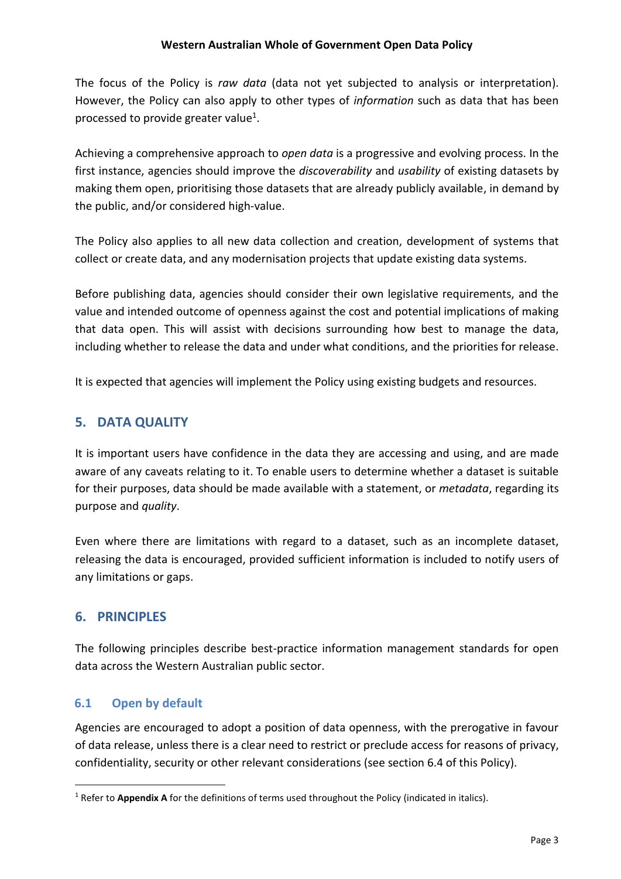The focus of the Policy is *raw data* (data not yet subjected to analysis or interpretation). However, the Policy can also apply to other types of *information* such as data that has been processed to provide greater value[1].

Achieving a comprehensive approach to *open data* is a progressive and evolving process. In the first instance, agencies should improve the *discoverability* and *usability* of existing datasets by making them open, prioritising those datasets that are already publicly available, in demand by the public, and/or considered high-value.

The Policy also applies to all new data collection and creation, development of systems that collect or create data, and any modernisation projects that update existing data systems.

Before publishing data, agencies should consider their own legislative requirements, and the value and intended outcome of openness against the cost and potential implications of making that data open. This will assist with decisions surrounding how best to manage the data, including whether to release the data and under what conditions, and the priorities for release.

It is expected that agencies will implement the Policy using existing budgets and resources.

## 5. DATA QUALITY

It is important users have confidence in the data they are accessing and using, and are made aware of any caveats relating to it. To enable users to determine whether a dataset is suitable for their purposes, data should be made available with a statement, or *metadata*, regarding its purpose and *quality*.

Even where there are limitations with regard to a dataset, such as an incomplete dataset, releasing the data is encouraged, provided sufficient information is included to notify users of any limitations or gaps.

## 6. PRINCIPLES

The following principles describe best-practice information management standards for open data across the Western Australian public sector.

### 6.1 Open by default

Agencies are encouraged to adopt a position of data openness, with the prerogative in favour of data release, unless there is a clear need to restrict or preclude access for reasons of privacy, confidentiality, security or other relevant considerations (see section 6.4 of this Policy).

---

[1] Refer to **Appendix A** for the definitions of terms used throughout the Policy (indicated in italics).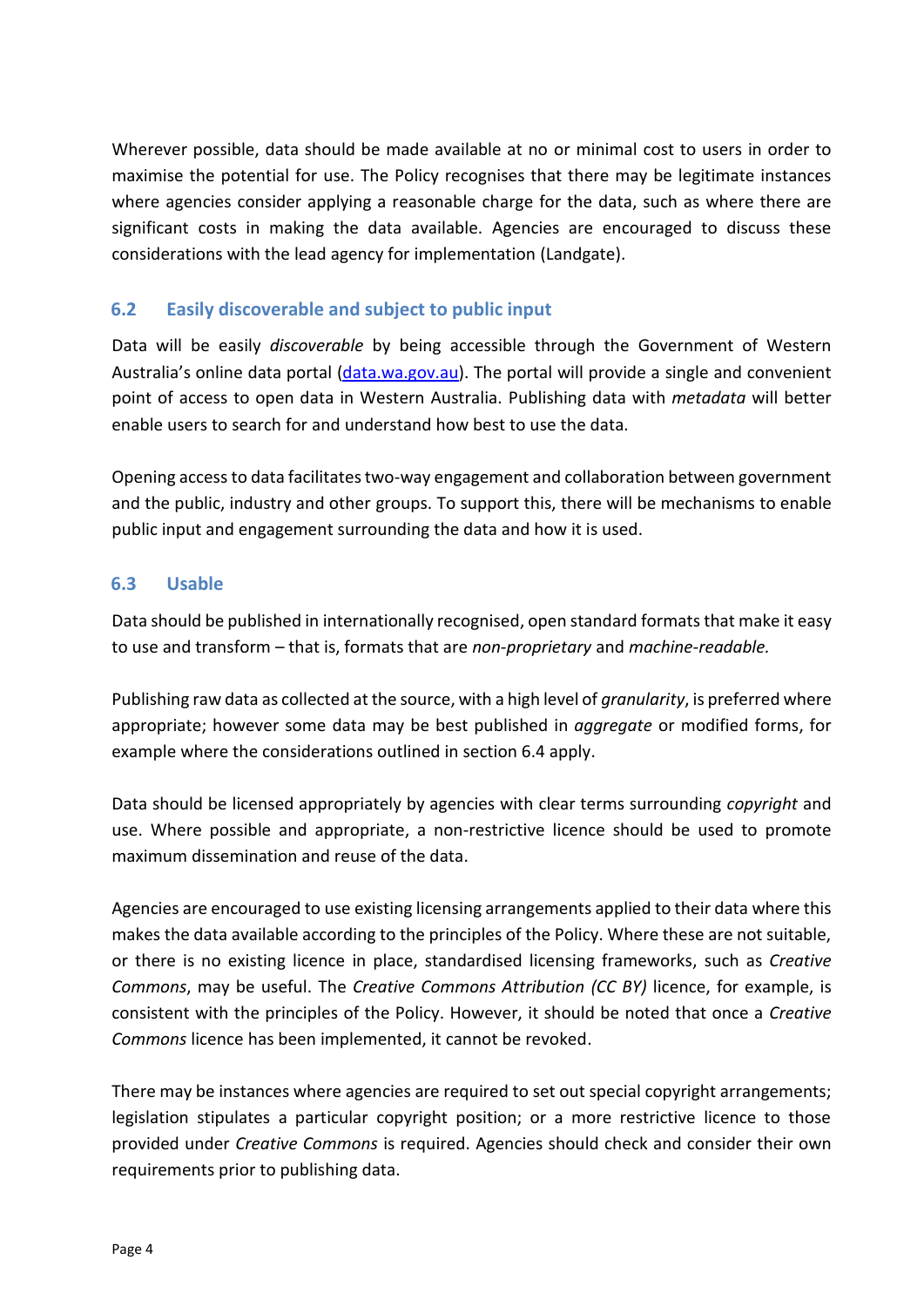Wherever possible, data should be made available at no or minimal cost to users in order to maximise the potential for use. The Policy recognises that there may be legitimate instances where agencies consider applying a reasonable charge for the data, such as where there are significant costs in making the data available. Agencies are encouraged to discuss these considerations with the lead agency for implementation (Landgate).

### 6.2 Easily discoverable and subject to public input

Data will be easily *discoverable* by being accessible through the Government of Western Australia's online data portal ([data.wa.gov.au](data.wa.gov.au)). The portal will provide a single and convenient point of access to open data in Western Australia. Publishing data with *metadata* will better enable users to search for and understand how best to use the data.

Opening access to data facilitates two-way engagement and collaboration between government and the public, industry and other groups. To support this, there will be mechanisms to enable public input and engagement surrounding the data and how it is used.

### 6.3 Usable

Data should be published in internationally recognised, open standard formats that make it easy to use and transform – that is, formats that are *non-proprietary* and *machine-readable.*

Publishing raw data as collected at the source, with a high level of *granularity*, is preferred where appropriate; however some data may be best published in *aggregate* or modified forms, for example where the considerations outlined in section 6.4 apply.

Data should be licensed appropriately by agencies with clear terms surrounding *copyright* and use. Where possible and appropriate, a non-restrictive licence should be used to promote maximum dissemination and reuse of the data.

Agencies are encouraged to use existing licensing arrangements applied to their data where this makes the data available according to the principles of the Policy. Where these are not suitable, or there is no existing licence in place, standardised licensing frameworks, such as *Creative Commons*, may be useful. The *Creative Commons Attribution (CC BY)* licence, for example, is consistent with the principles of the Policy. However, it should be noted that once a *Creative Commons* licence has been implemented, it cannot be revoked.

There may be instances where agencies are required to set out special copyright arrangements; legislation stipulates a particular copyright position; or a more restrictive licence to those provided under *Creative Commons* is required. Agencies should check and consider their own requirements prior to publishing data.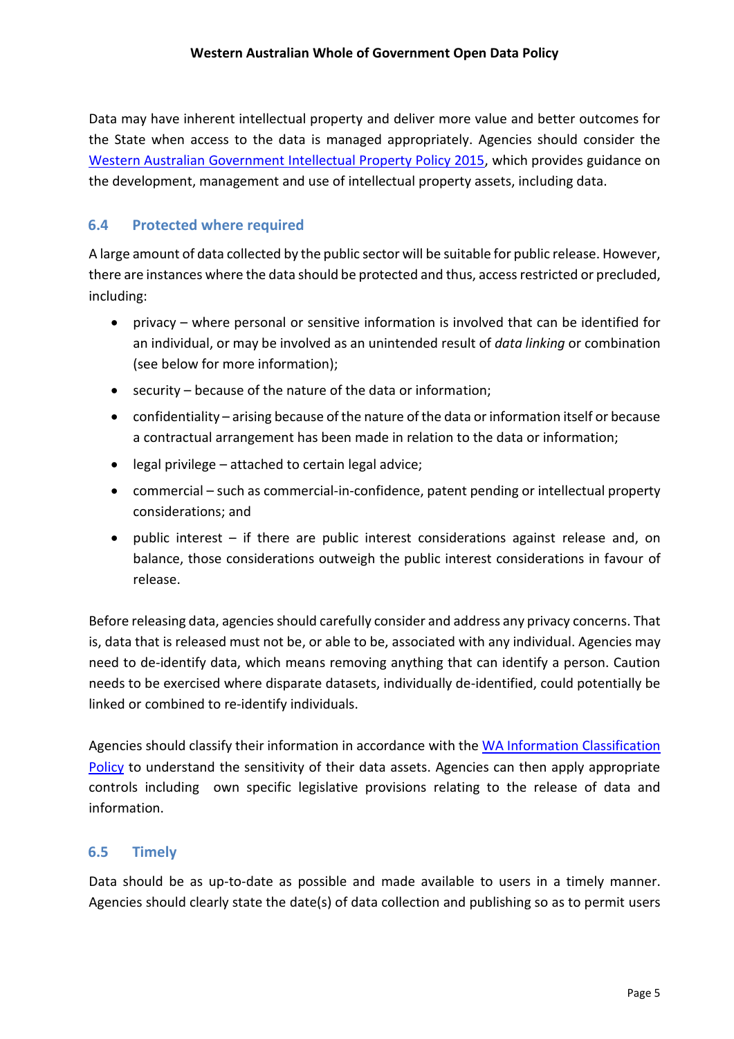Data may have inherent intellectual property and deliver more value and better outcomes for the State when access to the data is managed appropriately. Agencies should consider the [Western Australian Government Intellectual Property Policy 2015](), which provides guidance on the development, management and use of intellectual property assets, including data.

## 6.4 Protected where required

A large amount of data collected by the public sector will be suitable for public release. However, there are instances where the data should be protected and thus, access restricted or precluded, including:

- privacy – where personal or sensitive information is involved that can be identified for an individual, or may be involved as an unintended result of *data linking* or combination (see below for more information);
- security – because of the nature of the data or information;
- confidentiality – arising because of the nature of the data or information itself or because a contractual arrangement has been made in relation to the data or information;
- legal privilege – attached to certain legal advice;
- commercial – such as commercial-in-confidence, patent pending or intellectual property considerations; and
- public interest – if there are public interest considerations against release and, on balance, those considerations outweigh the public interest considerations in favour of release.

Before releasing data, agencies should carefully consider and address any privacy concerns. That is, data that is released must not be, or able to be, associated with any individual. Agencies may need to de-identify data, which means removing anything that can identify a person. Caution needs to be exercised where disparate datasets, individually de-identified, could potentially be linked or combined to re-identify individuals.

Agencies should classify their information in accordance with the [WA Information Classification Policy]() to understand the sensitivity of their data assets. Agencies can then apply appropriate controls including own specific legislative provisions relating to the release of data and information.

## 6.5 Timely

Data should be as up-to-date as possible and made available to users in a timely manner. Agencies should clearly state the date(s) of data collection and publishing so as to permit users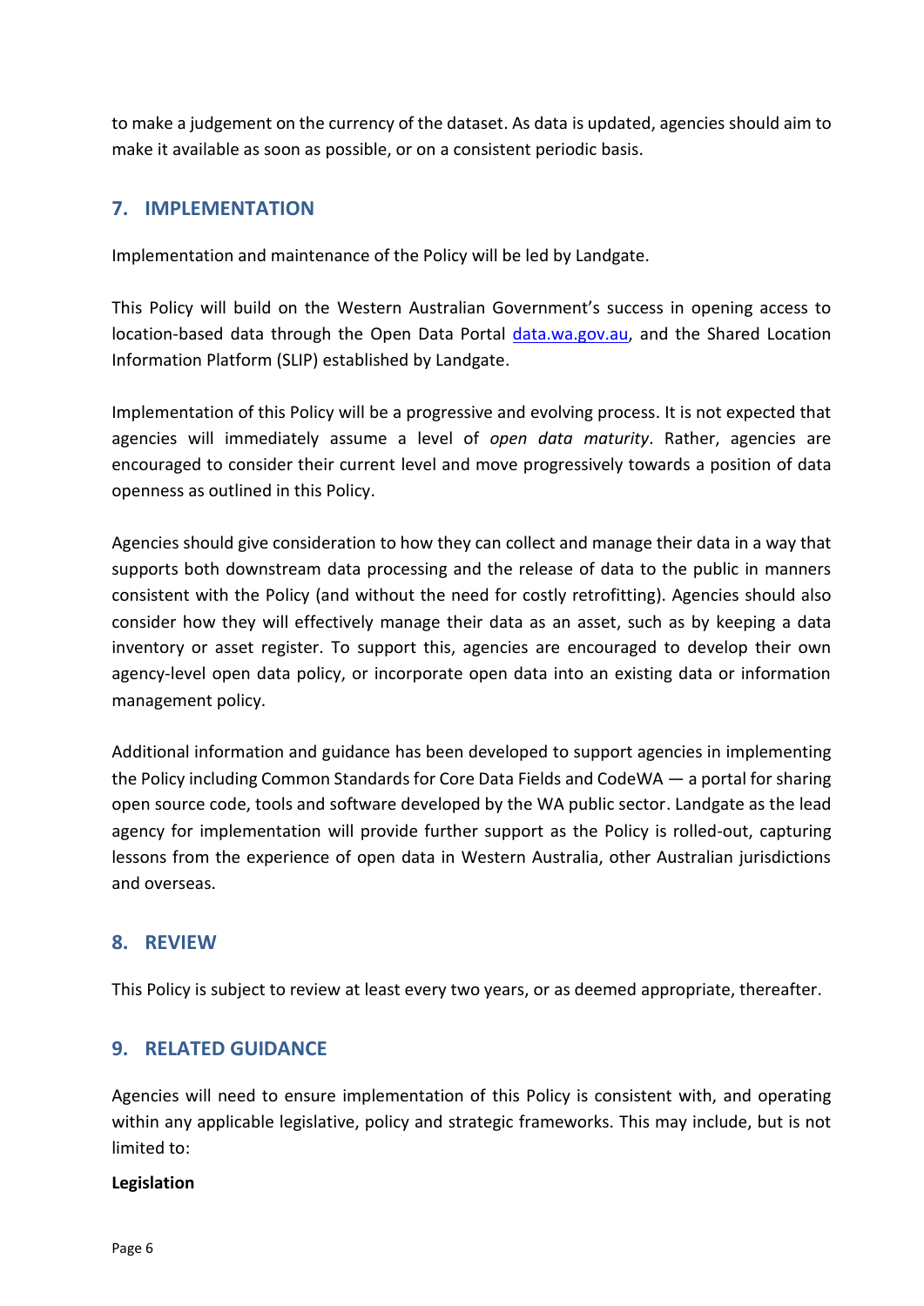to make a judgement on the currency of the dataset. As data is updated, agencies should aim to make it available as soon as possible, or on a consistent periodic basis.

## 7. IMPLEMENTATION

Implementation and maintenance of the Policy will be led by Landgate.

This Policy will build on the Western Australian Government's success in opening access to location-based data through the Open Data Portal [data.wa.gov.au](data.wa.gov.au), and the Shared Location Information Platform (SLIP) established by Landgate.

Implementation of this Policy will be a progressive and evolving process. It is not expected that agencies will immediately assume a level of *open data maturity*. Rather, agencies are encouraged to consider their current level and move progressively towards a position of data openness as outlined in this Policy.

Agencies should give consideration to how they can collect and manage their data in a way that supports both downstream data processing and the release of data to the public in manners consistent with the Policy (and without the need for costly retrofitting). Agencies should also consider how they will effectively manage their data as an asset, such as by keeping a data inventory or asset register. To support this, agencies are encouraged to develop their own agency-level open data policy, or incorporate open data into an existing data or information management policy.

Additional information and guidance has been developed to support agencies in implementing the Policy including Common Standards for Core Data Fields and CodeWA — a portal for sharing open source code, tools and software developed by the WA public sector. Landgate as the lead agency for implementation will provide further support as the Policy is rolled-out, capturing lessons from the experience of open data in Western Australia, other Australian jurisdictions and overseas.

## 8. REVIEW

This Policy is subject to review at least every two years, or as deemed appropriate, thereafter.

## 9. RELATED GUIDANCE

Agencies will need to ensure implementation of this Policy is consistent with, and operating within any applicable legislative, policy and strategic frameworks. This may include, but is not limited to:

**Legislation**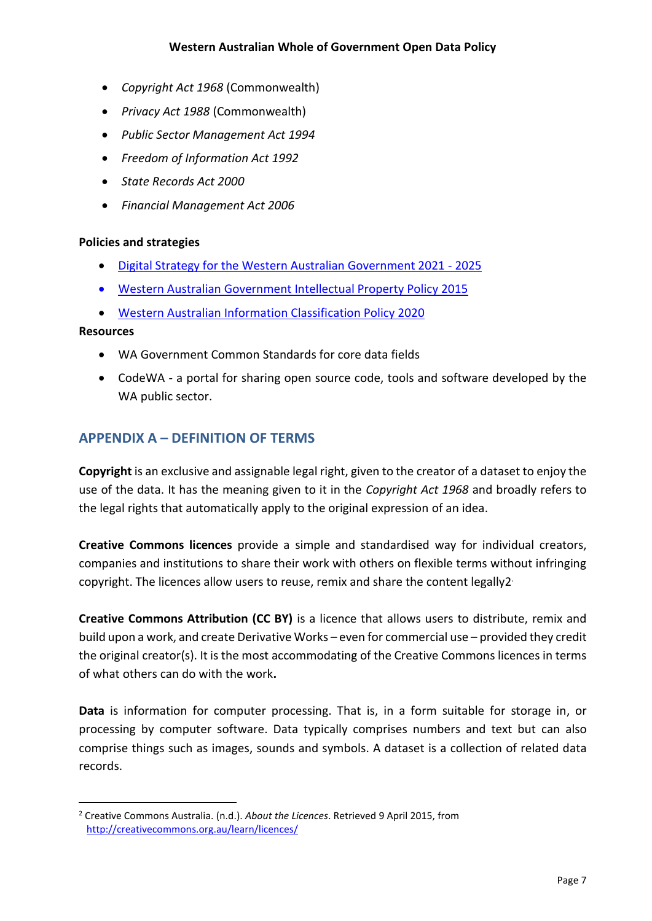- *Copyright Act 1968* (Commonwealth)
- *Privacy Act 1988* (Commonwealth)
- *Public Sector Management Act 1994*
- *Freedom of Information Act 1992*
- *State Records Act 2000*
- *Financial Management Act 2006*

**Policies and strategies**

- Digital Strategy for the Western Australian Government 2021 - 2025
- Western Australian Government Intellectual Property Policy 2015
- Western Australian Information Classification Policy 2020

**Resources**

- WA Government Common Standards for core data fields
- CodeWA - a portal for sharing open source code, tools and software developed by the WA public sector.

## APPENDIX A – DEFINITION OF TERMS

**Copyright** is an exclusive and assignable legal right, given to the creator of a dataset to enjoy the use of the data. It has the meaning given to it in the *Copyright Act 1968* and broadly refers to the legal rights that automatically apply to the original expression of an idea.

**Creative Commons licences** provide a simple and standardised way for individual creators, companies and institutions to share their work with others on flexible terms without infringing copyright. The licences allow users to reuse, remix and share the content legally[2].

**Creative Commons Attribution (CC BY)** is a licence that allows users to distribute, remix and build upon a work, and create Derivative Works – even for commercial use – provided they credit the original creator(s). It is the most accommodating of the Creative Commons licences in terms of what others can do with the work**.**

**Data** is information for computer processing. That is, in a form suitable for storage in, or processing by computer software. Data typically comprises numbers and text but can also comprise things such as images, sounds and symbols. A dataset is a collection of related data records.

---

[2] Creative Commons Australia. (n.d.). *About the Licences*. Retrieved 9 April 2015, from http://creativecommons.org.au/learn/licences/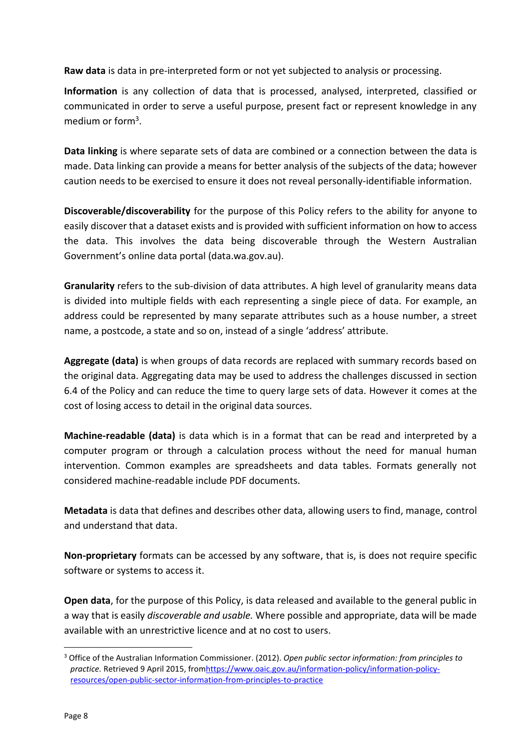**Raw data** is data in pre-interpreted form or not yet subjected to analysis or processing.

**Information** is any collection of data that is processed, analysed, interpreted, classified or communicated in order to serve a useful purpose, present fact or represent knowledge in any medium or form[3].

**Data linking** is where separate sets of data are combined or a connection between the data is made. Data linking can provide a means for better analysis of the subjects of the data; however caution needs to be exercised to ensure it does not reveal personally-identifiable information.

**Discoverable/discoverability** for the purpose of this Policy refers to the ability for anyone to easily discover that a dataset exists and is provided with sufficient information on how to access the data. This involves the data being discoverable through the Western Australian Government's online data portal (data.wa.gov.au).

**Granularity** refers to the sub-division of data attributes. A high level of granularity means data is divided into multiple fields with each representing a single piece of data. For example, an address could be represented by many separate attributes such as a house number, a street name, a postcode, a state and so on, instead of a single 'address' attribute.

**Aggregate (data)** is when groups of data records are replaced with summary records based on the original data. Aggregating data may be used to address the challenges discussed in section 6.4 of the Policy and can reduce the time to query large sets of data. However it comes at the cost of losing access to detail in the original data sources.

**Machine-readable (data)** is data which is in a format that can be read and interpreted by a computer program or through a calculation process without the need for manual human intervention. Common examples are spreadsheets and data tables. Formats generally not considered machine-readable include PDF documents.

**Metadata** is data that defines and describes other data, allowing users to find, manage, control and understand that data.

**Non-proprietary** formats can be accessed by any software, that is, is does not require specific software or systems to access it.

**Open data**, for the purpose of this Policy, is data released and available to the general public in a way that is easily *discoverable and usable.* Where possible and appropriate, data will be made available with an unrestrictive licence and at no cost to users.

---

[3] Office of the Australian Information Commissioner. (2012). *Open public sector information: from principles to practice.* Retrieved 9 April 2015, fromhttps://www.oaic.gov.au/information-policy/information-policy-resources/open-public-sector-information-from-principles-to-practice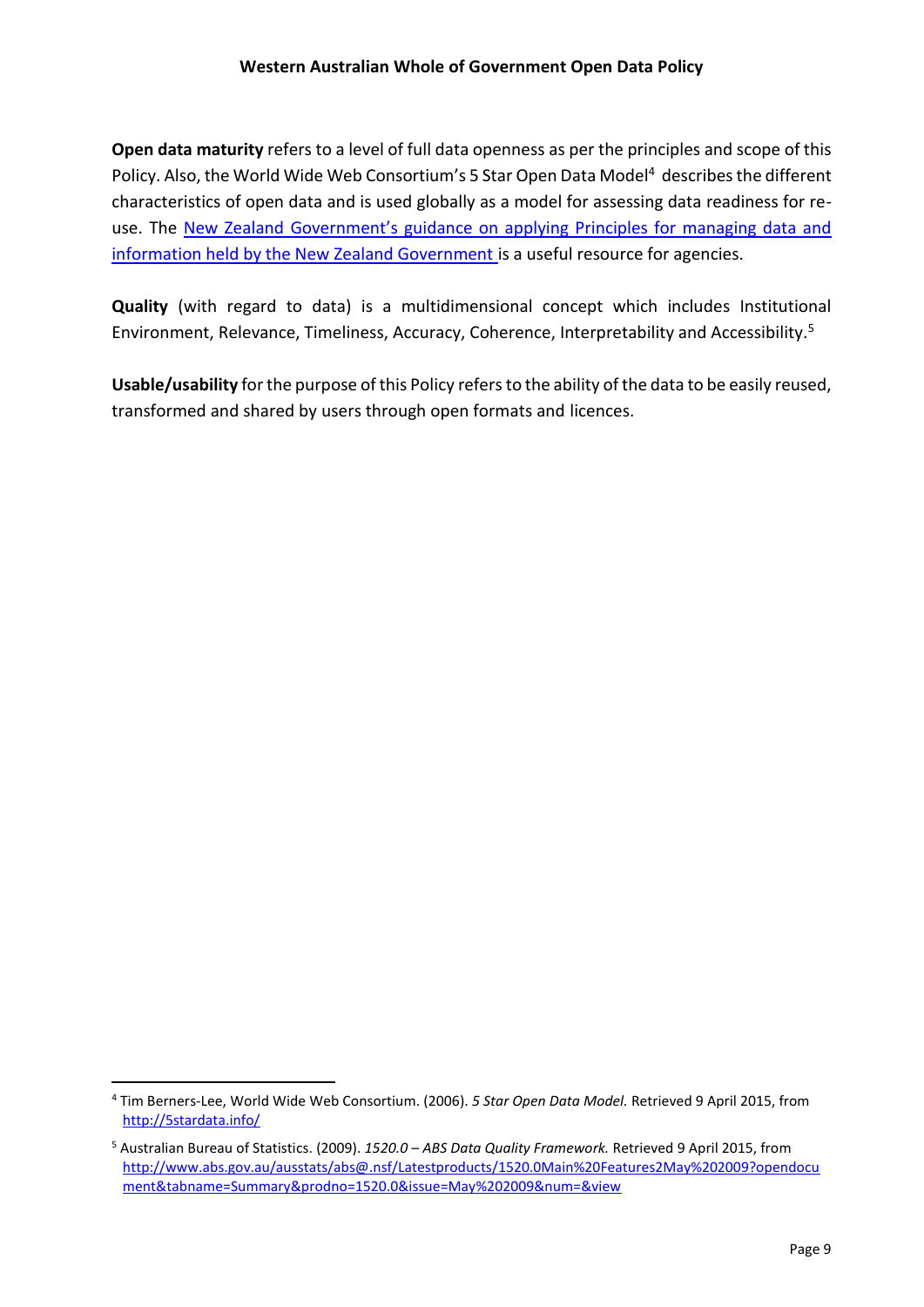**Open data maturity** refers to a level of full data openness as per the principles and scope of this Policy. Also, the World Wide Web Consortium's 5 Star Open Data Model[4] describes the different characteristics of open data and is used globally as a model for assessing data readiness for re-use. The New Zealand Government's guidance on applying Principles for managing data and information held by the New Zealand Government is a useful resource for agencies.

**Quality** (with regard to data) is a multidimensional concept which includes Institutional Environment, Relevance, Timeliness, Accuracy, Coherence, Interpretability and Accessibility.[5]

**Usable/usability** for the purpose of this Policy refers to the ability of the data to be easily reused, transformed and shared by users through open formats and licences.

---

[4] Tim Berners-Lee, World Wide Web Consortium. (2006). *5 Star Open Data Model.* Retrieved 9 April 2015, from http://5stardata.info/

[5] Australian Bureau of Statistics. (2009). *1520.0 – ABS Data Quality Framework.* Retrieved 9 April 2015, from http://www.abs.gov.au/ausstats/abs@.nsf/Latestproducts/1520.0Main%20Features2May%202009?opendocument&tabname=Summary&prodno=1520.0&issue=May%202009&num=&view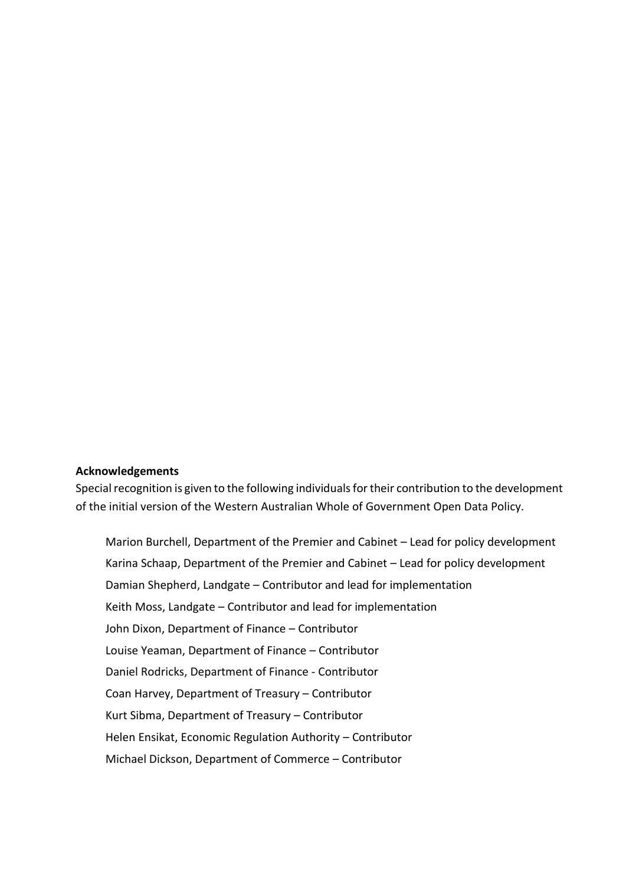**Acknowledgements**

Special recognition is given to the following individuals for their contribution to the development of the initial version of the Western Australian Whole of Government Open Data Policy.

Marion Burchell, Department of the Premier and Cabinet – Lead for policy development

Karina Schaap, Department of the Premier and Cabinet – Lead for policy development

Damian Shepherd, Landgate – Contributor and lead for implementation

Keith Moss, Landgate – Contributor and lead for implementation

John Dixon, Department of Finance – Contributor

Louise Yeaman, Department of Finance – Contributor

Daniel Rodricks, Department of Finance - Contributor

Coan Harvey, Department of Treasury – Contributor

Kurt Sibma, Department of Treasury – Contributor

Helen Ensikat, Economic Regulation Authority – Contributor

Michael Dickson, Department of Commerce – Contributor